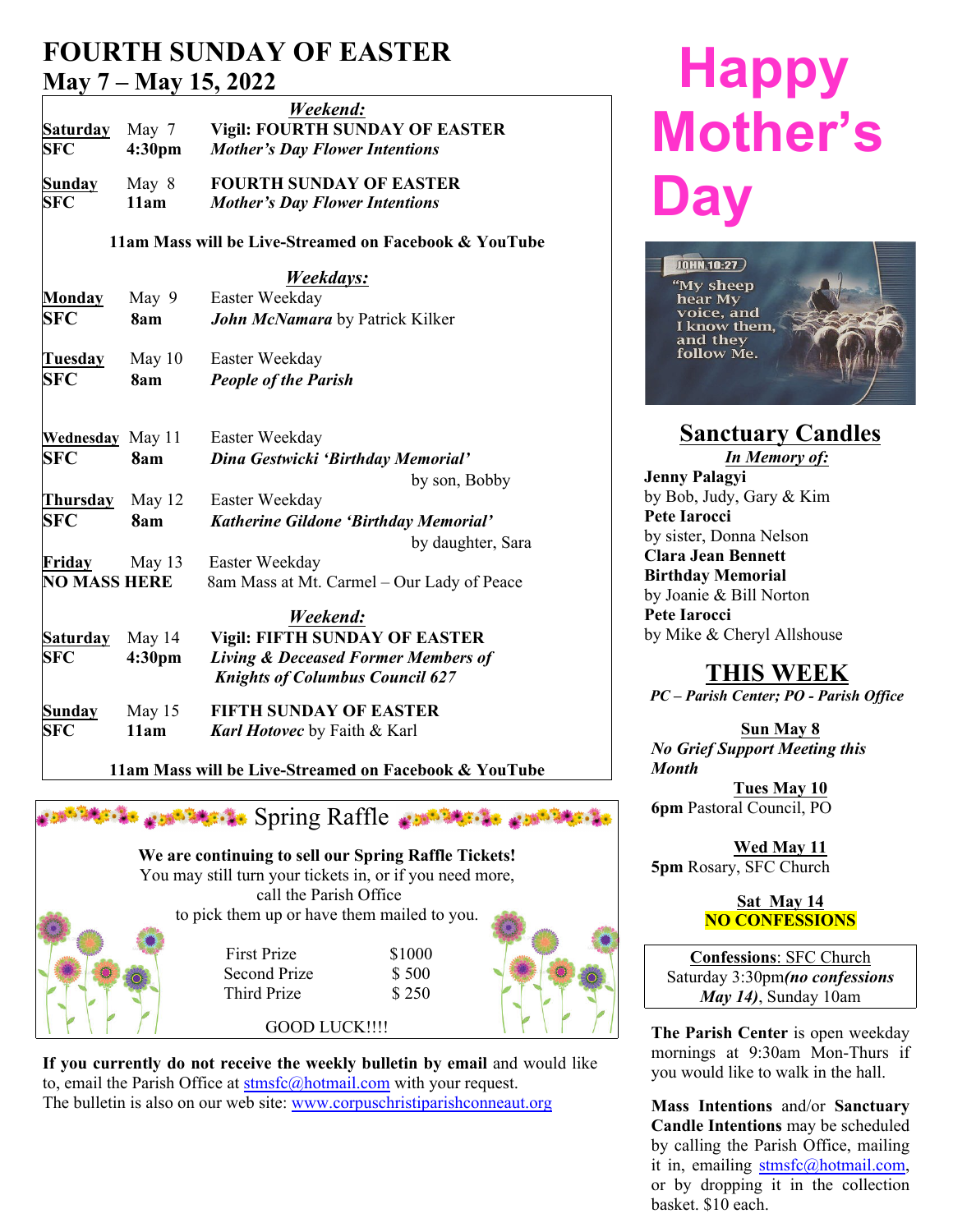# FOURTH SUNDAY OF EASTER
## May 7 – May 15, 2022

***Weekend:***

**Saturday** May 7 **Vigil: FOURTH SUNDAY OF EASTER**
**SFC** **4:30pm** ***Mother's Day Flower Intentions***

**Sunday** May 8 **FOURTH SUNDAY OF EASTER**
**SFC** **11am** ***Mother's Day Flower Intentions***

**11am Mass will be Live-Streamed on Facebook & YouTube**

***Weekdays:***

**Monday** May 9 Easter Weekday
**SFC** **8am** ***John McNamara*** by Patrick Kilker

**Tuesday** May 10 Easter Weekday
**SFC** **8am** ***People of the Parish***

**Wednesday** May 11 Easter Weekday
**SFC** **8am** ***Dina Gestwicki 'Birthday Memorial'*** by son, Bobby

**Thursday** May 12 Easter Weekday
**SFC** **8am** ***Katherine Gildone 'Birthday Memorial'*** by daughter, Sara

**Friday** May 13 Easter Weekday
**NO MASS HERE** 8am Mass at Mt. Carmel – Our Lady of Peace

***Weekend:***

**Saturday** May 14 **Vigil: FIFTH SUNDAY OF EASTER**
**SFC** **4:30pm** ***Living & Deceased Former Members of Knights of Columbus Council 627***

**Sunday** May 15 **FIFTH SUNDAY OF EASTER**
**SFC** **11am** ***Karl Hotovec*** by Faith & Karl

**11am Mass will be Live-Streamed on Facebook & YouTube**

## Spring Raffle

**We are continuing to sell our Spring Raffle Tickets!**
You may still turn your tickets in, or if you need more, call the Parish Office to pick them up or have them mailed to you.

| | |
|---|---|
| First Prize | $1000 |
| Second Prize | $ 500 |
| Third Prize | $ 250 |

GOOD LUCK!!!!

**If you currently do not receive the weekly bulletin by email** and would like to, email the Parish Office at stmsfc@hotmail.com with your request.
The bulletin is also on our web site: www.corpuschristiparishconneaut.org

# Happy Mother's Day

JOHN 10:27
"My sheep hear My voice, and I know them, and they follow Me.

## Sanctuary Candles

***In Memory of:***

**Jenny Palagyi**
by Bob, Judy, Gary & Kim
**Pete Iarocci**
by sister, Donna Nelson
**Clara Jean Bennett Birthday Memorial**
by Joanie & Bill Norton
**Pete Iarocci**
by Mike & Cheryl Allshouse

## THIS WEEK

*PC – Parish Center; PO - Parish Office*

**Sun May 8**
*No Grief Support Meeting this Month*

**Tues May 10**
**6pm** Pastoral Council, PO

**Wed May 11**
**5pm** Rosary, SFC Church

**Sat May 14**
**NO CONFESSIONS**

**Confessions**: SFC Church
Saturday 3:30pm***(no confessions May 14)***, Sunday 10am

**The Parish Center** is open weekday mornings at 9:30am Mon-Thurs if you would like to walk in the hall.

**Mass Intentions** and/or **Sanctuary Candle Intentions** may be scheduled by calling the Parish Office, mailing it in, emailing stmsfc@hotmail.com, or by dropping it in the collection basket. $10 each.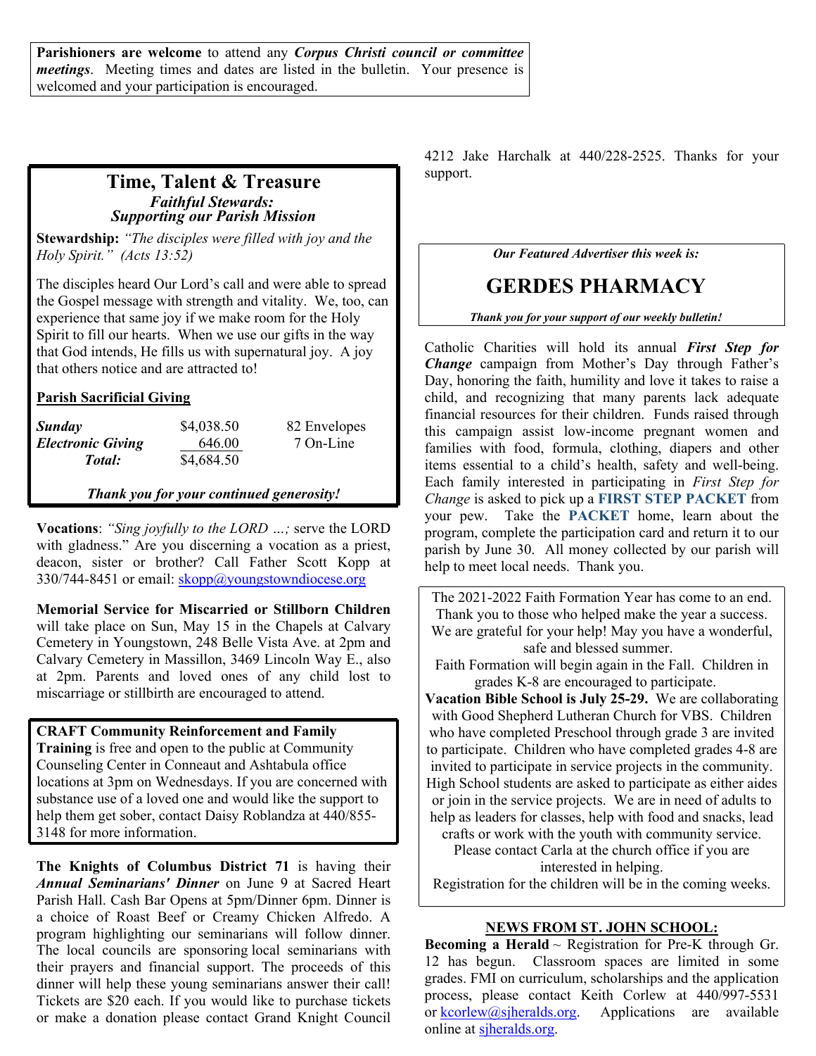**Parishioners are welcome** to attend any ***Corpus Christi council or committee meetings***. Meeting times and dates are listed in the bulletin. Your presence is welcomed and your participation is encouraged.

## Time, Talent & Treasure

### *Faithful Stewards: Supporting our Parish Mission*

**Stewardship:** *"The disciples were filled with joy and the Holy Spirit." (Acts 13:52)*

The disciples heard Our Lord's call and were able to spread the Gospel message with strength and vitality. We, too, can experience that same joy if we make room for the Holy Spirit to fill our hearts. When we use our gifts in the way that God intends, He fills us with supernatural joy. A joy that others notice and are attracted to!

**Parish Sacrificial Giving**

| | | |
|---|---|---|
| ***Sunday*** | $4,038.50 | 82 Envelopes |
| ***Electronic Giving*** | 646.00 | 7 On-Line |
| ***Total:*** | $4,684.50 | |

***Thank you for your continued generosity!***

**Vocations**: *"Sing joyfully to the LORD …;* serve the LORD with gladness." Are you discerning a vocation as a priest, deacon, sister or brother? Call Father Scott Kopp at 330/744-8451 or email: skopp@youngstowndiocese.org

**Memorial Service for Miscarried or Stillborn Children** will take place on Sun, May 15 in the Chapels at Calvary Cemetery in Youngstown, 248 Belle Vista Ave. at 2pm and Calvary Cemetery in Massillon, 3469 Lincoln Way E., also at 2pm. Parents and loved ones of any child lost to miscarriage or stillbirth are encouraged to attend.

**CRAFT Community Reinforcement and Family Training** is free and open to the public at Community Counseling Center in Conneaut and Ashtabula office locations at 3pm on Wednesdays. If you are concerned with substance use of a loved one and would like the support to help them get sober, contact Daisy Roblandza at 440/855-3148 for more information.

**The Knights of Columbus District 71** is having their ***Annual Seminarians' Dinner*** on June 9 at Sacred Heart Parish Hall. Cash Bar Opens at 5pm/Dinner 6pm. Dinner is a choice of Roast Beef or Creamy Chicken Alfredo. A program highlighting our seminarians will follow dinner. The local councils are sponsoring local seminarians with their prayers and financial support. The proceeds of this dinner will help these young seminarians answer their call! Tickets are $20 each. If you would like to purchase tickets or make a donation please contact Grand Knight Council 4212 Jake Harchalk at 440/228-2525. Thanks for your support.

***Our Featured Advertiser this week is:***

## GERDES PHARMACY

***Thank you for your support of our weekly bulletin!***

Catholic Charities will hold its annual ***First Step for Change*** campaign from Mother's Day through Father's Day, honoring the faith, humility and love it takes to raise a child, and recognizing that many parents lack adequate financial resources for their children. Funds raised through this campaign assist low-income pregnant women and families with food, formula, clothing, diapers and other items essential to a child's health, safety and well-being. Each family interested in participating in *First Step for Change* is asked to pick up a **FIRST STEP PACKET** from your pew. Take the **PACKET** home, learn about the program, complete the participation card and return it to our parish by June 30. All money collected by our parish will help to meet local needs. Thank you.

The 2021-2022 Faith Formation Year has come to an end. Thank you to those who helped make the year a success. We are grateful for your help! May you have a wonderful, safe and blessed summer.

Faith Formation will begin again in the Fall. Children in grades K-8 are encouraged to participate.

**Vacation Bible School is July 25-29.** We are collaborating with Good Shepherd Lutheran Church for VBS. Children who have completed Preschool through grade 3 are invited to participate. Children who have completed grades 4-8 are invited to participate in service projects in the community. High School students are asked to participate as either aides or join in the service projects. We are in need of adults to help as leaders for classes, help with food and snacks, lead crafts or work with the youth with community service. Please contact Carla at the church office if you are interested in helping.

Registration for the children will be in the coming weeks.

**NEWS FROM ST. JOHN SCHOOL:**

**Becoming a Herald** ~ Registration for Pre-K through Gr. 12 has begun. Classroom spaces are limited in some grades. FMI on curriculum, scholarships and the application process, please contact Keith Corlew at 440/997-5531 or kcorlew@sjheralds.org. Applications are available online at sjheralds.org.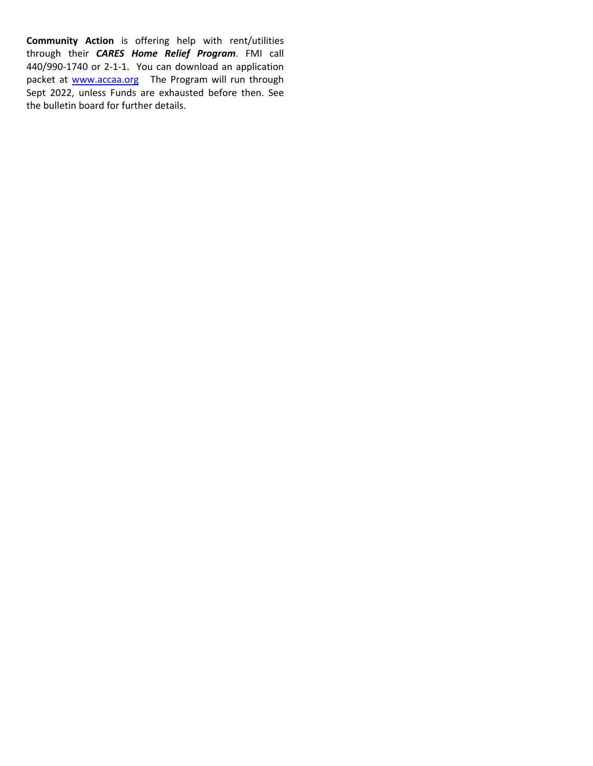**Community Action** is offering help with rent/utilities through their ***CARES Home Relief Program***. FMI call 440/990-1740 or 2-1-1. You can download an application packet at [www.accaa.org](http://www.accaa.org) The Program will run through Sept 2022, unless Funds are exhausted before then. See the bulletin board for further details.